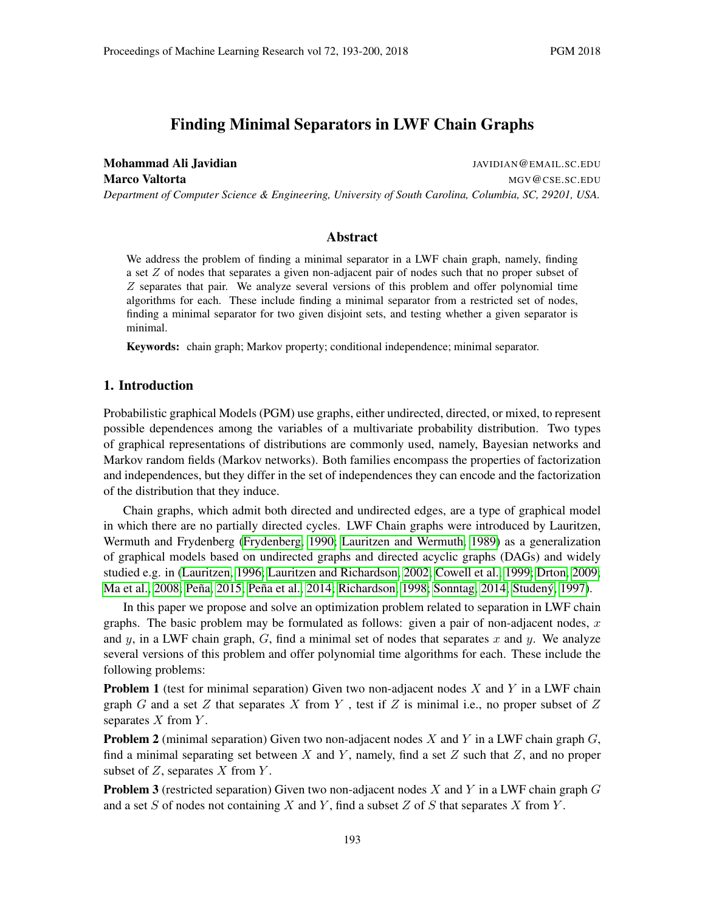# Finding Minimal Separators in LWF Chain Graphs

**Mohammad Ali Javidian** JAVIDIAN@EMAIL.SC.EDU

**Marco Valtorta** MGV@CSE.SC.EDU

*Department of Computer Science & Engineering, University of South Carolina, Columbia, SC, 29201, USA.*

## Abstract

We address the problem of finding a minimal separator in a LWF chain graph, namely, finding a set $Z$ of nodes that separates a given non-adjacent pair of nodes such that no proper subset of $Z$ separates that pair. We analyze several versions of this problem and offer polynomial time algorithms for each. These include finding a minimal separator from a restricted set of nodes, finding a minimal separator for two given disjoint sets, and testing whether a given separator is minimal.

**Keywords:** chain graph; Markov property; conditional independence; minimal separator.

## 1. Introduction

Probabilistic graphical Models (PGM) use graphs, either undirected, directed, or mixed, to represent possible dependences among the variables of a multivariate probability distribution. Two types of graphical representations of distributions are commonly used, namely, Bayesian networks and Markov random fields (Markov networks). Both families encompass the properties of factorization and independences, but they differ in the set of independences they can encode and the factorization of the distribution that they induce.

Chain graphs, which admit both directed and undirected edges, are a type of graphical model in which there are no partially directed cycles. LWF Chain graphs were introduced by Lauritzen, Wermuth and Frydenberg (Frydenberg, 1990; Lauritzen and Wermuth, 1989) as a generalization of graphical models based on undirected graphs and directed acyclic graphs (DAGs) and widely studied e.g. in (Lauritzen, 1996; Lauritzen and Richardson, 2002; Cowell et al., 1999; Drton, 2009; Ma et al., 2008; Peña, 2015; Peña et al., 2014; Richardson, 1998; Sonntag, 2014; Studený, 1997).

In this paper we propose and solve an optimization problem related to separation in LWF chain graphs. The basic problem may be formulated as follows: given a pair of non-adjacent nodes, $x$ and $y$, in a LWF chain graph, $G$, find a minimal set of nodes that separates $x$ and $y$. We analyze several versions of this problem and offer polynomial time algorithms for each. These include the following problems:

**Problem 1** (test for minimal separation) Given two non-adjacent nodes $X$ and $Y$ in a LWF chain graph $G$ and a set $Z$ that separates $X$ from $Y$ , test if $Z$ is minimal i.e., no proper subset of $Z$ separates $X$ from $Y$.

**Problem 2** (minimal separation) Given two non-adjacent nodes $X$ and $Y$ in a LWF chain graph $G$, find a minimal separating set between $X$ and $Y$, namely, find a set $Z$ such that $Z$, and no proper subset of $Z$, separates $X$ from $Y$.

**Problem 3** (restricted separation) Given two non-adjacent nodes $X$ and $Y$ in a LWF chain graph $G$ and a set $S$ of nodes not containing $X$ and $Y$, find a subset $Z$ of $S$ that separates $X$ from $Y$.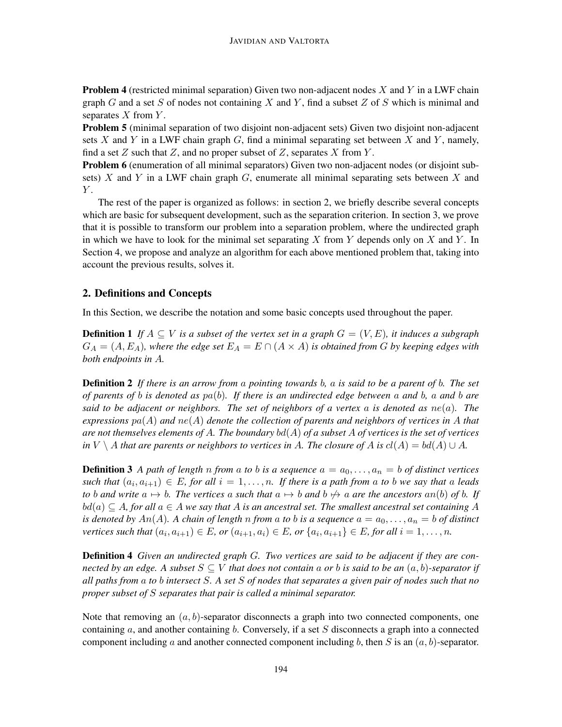**Problem 4** (restricted minimal separation) Given two non-adjacent nodes $X$ and $Y$ in a LWF chain graph $G$ and a set $S$ of nodes not containing $X$ and $Y$, find a subset $Z$ of $S$ which is minimal and separates $X$ from $Y$.

**Problem 5** (minimal separation of two disjoint non-adjacent sets) Given two disjoint non-adjacent sets $X$ and $Y$ in a LWF chain graph $G$, find a minimal separating set between $X$ and $Y$, namely, find a set $Z$ such that $Z$, and no proper subset of $Z$, separates $X$ from $Y$.

**Problem 6** (enumeration of all minimal separators) Given two non-adjacent nodes (or disjoint subsets) $X$ and $Y$ in a LWF chain graph $G$, enumerate all minimal separating sets between $X$ and $Y$.

The rest of the paper is organized as follows: in section 2, we briefly describe several concepts which are basic for subsequent development, such as the separation criterion. In section 3, we prove that it is possible to transform our problem into a separation problem, where the undirected graph in which we have to look for the minimal set separating $X$ from $Y$ depends only on $X$ and $Y$. In Section 4, we propose and analyze an algorithm for each above mentioned problem that, taking into account the previous results, solves it.

## 2. Definitions and Concepts

In this Section, we describe the notation and some basic concepts used throughout the paper.

**Definition 1** *If $A \subseteq V$ is a subset of the vertex set in a graph $G = (V, E)$, it induces a subgraph $G_A = (A, E_A)$, where the edge set $E_A = E \cap (A \times A)$ is obtained from $G$ by keeping edges with both endpoints in $A$.*

**Definition 2** *If there is an arrow from $a$ pointing towards $b$, $a$ is said to be a parent of $b$. The set of parents of $b$ is denoted as $pa(b)$. If there is an undirected edge between $a$ and $b$, $a$ and $b$ are said to be adjacent or neighbors. The set of neighbors of a vertex $a$ is denoted as $ne(a)$. The expressions $pa(A)$ and $ne(A)$ denote the collection of parents and neighbors of vertices in $A$ that are not themselves elements of $A$. The boundary $bd(A)$ of a subset $A$ of vertices is the set of vertices in $V \setminus A$ that are parents or neighbors to vertices in $A$. The closure of $A$ is $cl(A) = bd(A) \cup A$.*

**Definition 3** *A path of length $n$ from $a$ to $b$ is a sequence $a = a_0, \dots, a_n = b$ of distinct vertices such that $(a_i, a_{i+1}) \in E$, for all $i = 1, \dots, n$. If there is a path from $a$ to $b$ we say that $a$ leads to $b$ and write $a \mapsto b$. The vertices $a$ such that $a \mapsto b$ and $b \not\mapsto a$ are the ancestors $an(b)$ of $b$. If $bd(a) \subseteq A$, for all $a \in A$ we say that $A$ is an ancestral set. The smallest ancestral set containing $A$ is denoted by $An(A)$. A chain of length $n$ from $a$ to $b$ is a sequence $a = a_0, \dots, a_n = b$ of distinct vertices such that $(a_i, a_{i+1}) \in E$, or $(a_{i+1}, a_i) \in E$, or $\{a_i, a_{i+1}\} \in E$, for all $i = 1, \dots, n$.*

**Definition 4** *Given an undirected graph $G$. Two vertices are said to be adjacent if they are connected by an edge. A subset $S \subseteq V$ that does not contain $a$ or $b$ is said to be an $(a, b)$-separator if all paths from $a$ to $b$ intersect $S$. A set $S$ of nodes that separates a given pair of nodes such that no proper subset of $S$ separates that pair is called a minimal separator.*

Note that removing an $(a, b)$-separator disconnects a graph into two connected components, one containing $a$, and another containing $b$. Conversely, if a set $S$ disconnects a graph into a connected component including $a$ and another connected component including $b$, then $S$ is an $(a, b)$-separator.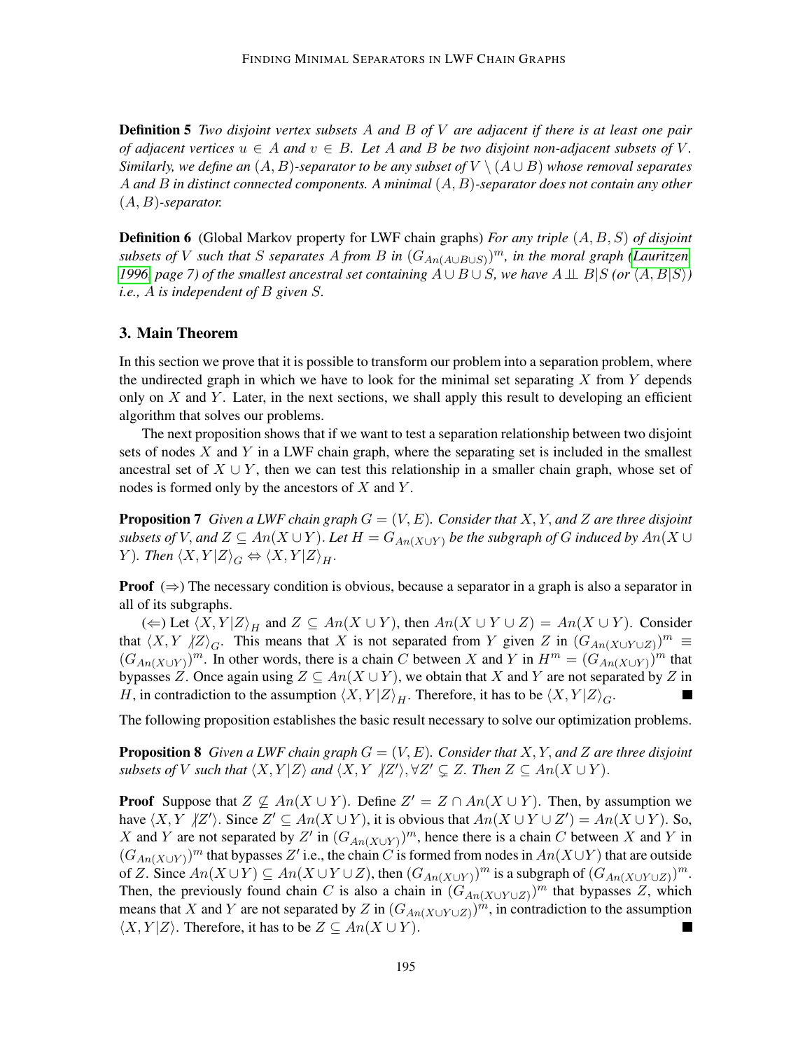**Definition 5** *Two disjoint vertex subsets $A$ and $B$ of $V$ are adjacent if there is at least one pair of adjacent vertices $u \in A$ and $v \in B$. Let $A$ and $B$ be two disjoint non-adjacent subsets of $V$. Similarly, we define an $(A, B)$-separator to be any subset of $V \setminus (A \cup B)$ whose removal separates $A$ and $B$ in distinct connected components. A minimal $(A, B)$-separator does not contain any other $(A, B)$-separator.*

**Definition 6** (Global Markov property for LWF chain graphs) *For any triple $(A, B, S)$ of disjoint subsets of $V$ such that $S$ separates $A$ from $B$ in $(G_{An(A\cup B\cup S)})^m$, in the moral graph (Lauritzen 1996, page 7) of the smallest ancestral set containing $A \cup B \cup S$, we have $A \perp\!\!\!\perp B|S$ (or $\langle A, B|S\rangle$) i.e., $A$ is independent of $B$ given $S$.*

## 3. Main Theorem

In this section we prove that it is possible to transform our problem into a separation problem, where the undirected graph in which we have to look for the minimal set separating $X$ from $Y$ depends only on $X$ and $Y$. Later, in the next sections, we shall apply this result to developing an efficient algorithm that solves our problems.

The next proposition shows that if we want to test a separation relationship between two disjoint sets of nodes $X$ and $Y$ in a LWF chain graph, where the separating set is included in the smallest ancestral set of $X \cup Y$, then we can test this relationship in a smaller chain graph, whose set of nodes is formed only by the ancestors of $X$ and $Y$.

**Proposition 7** *Given a LWF chain graph $G = (V, E)$. Consider that $X, Y$, and $Z$ are three disjoint subsets of $V$, and $Z \subseteq An(X \cup Y)$. Let $H = G_{An(X\cup Y)}$ be the subgraph of $G$ induced by $An(X \cup Y)$. Then $\langle X, Y|Z\rangle_G \Leftrightarrow \langle X, Y|Z\rangle_H$.*

**Proof** ($\Rightarrow$) The necessary condition is obvious, because a separator in a graph is also a separator in all of its subgraphs.

($\Leftarrow$) Let $\langle X, Y|Z\rangle_H$ and $Z \subseteq An(X \cup Y)$, then $An(X \cup Y \cup Z) = An(X \cup Y)$. Consider that $\langle X, Y \not| Z\rangle_G$. This means that $X$ is not separated from $Y$ given $Z$ in $(G_{An(X\cup Y\cup Z)})^m \equiv (G_{An(X\cup Y)})^m$. In other words, there is a chain $C$ between $X$ and $Y$ in $H^m = (G_{An(X\cup Y)})^m$ that bypasses $Z$. Once again using $Z \subseteq An(X \cup Y)$, we obtain that $X$ and $Y$ are not separated by $Z$ in $H$, in contradiction to the assumption $\langle X, Y|Z\rangle_H$. Therefore, it has to be $\langle X, Y|Z\rangle_G$. ■

The following proposition establishes the basic result necessary to solve our optimization problems.

**Proposition 8** *Given a LWF chain graph $G = (V, E)$. Consider that $X, Y$, and $Z$ are three disjoint subsets of $V$ such that $\langle X, Y|Z\rangle$ and $\langle X, Y \not| Z'\rangle, \forall Z' \subsetneq Z$. Then $Z \subseteq An(X \cup Y)$.*

**Proof** Suppose that $Z \not\subseteq An(X \cup Y)$. Define $Z' = Z \cap An(X \cup Y)$. Then, by assumption we have $\langle X, Y \not| Z'\rangle$. Since $Z' \subseteq An(X \cup Y)$, it is obvious that $An(X \cup Y \cup Z') = An(X \cup Y)$. So, $X$ and $Y$ are not separated by $Z'$ in $(G_{An(X\cup Y)})^m$, hence there is a chain $C$ between $X$ and $Y$ in $(G_{An(X\cup Y)})^m$ that bypasses $Z'$ i.e., the chain $C$ is formed from nodes in $An(X\cup Y)$ that are outside of $Z$. Since $An(X \cup Y) \subseteq An(X \cup Y \cup Z)$, then $(G_{An(X\cup Y)})^m$ is a subgraph of $(G_{An(X\cup Y\cup Z)})^m$. Then, the previously found chain $C$ is also a chain in $(G_{An(X\cup Y\cup Z)})^m$ that bypasses $Z$, which means that $X$ and $Y$ are not separated by $Z$ in $(G_{An(X\cup Y\cup Z)})^m$, in contradiction to the assumption $\langle X, Y|Z\rangle$. Therefore, it has to be $Z \subseteq An(X \cup Y)$. ■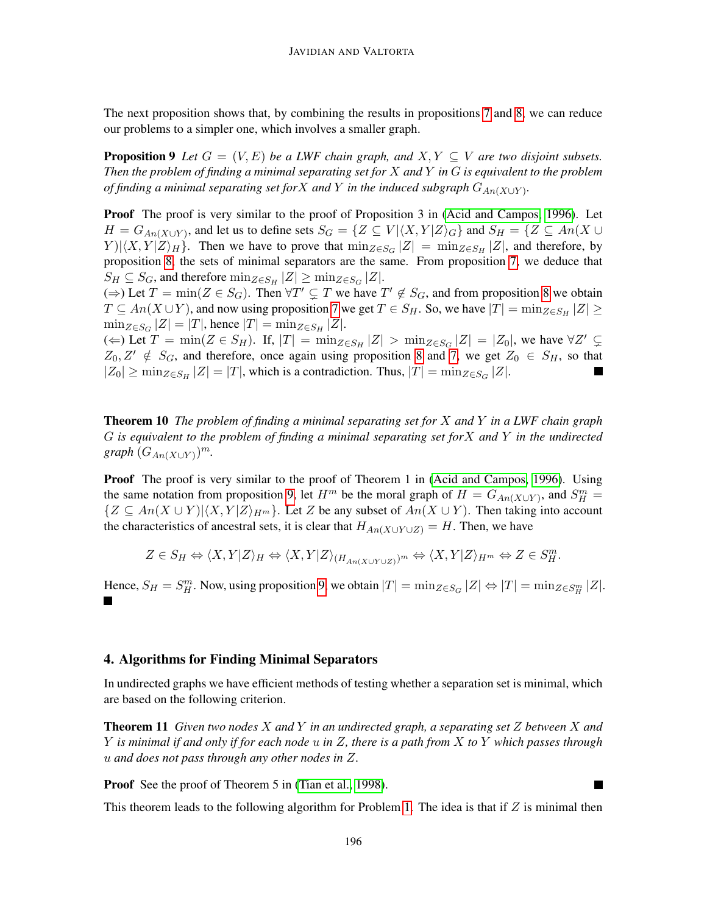The next proposition shows that, by combining the results in propositions 7 and 8, we can reduce our problems to a simpler one, which involves a smaller graph.

**Proposition 9** *Let $G = (V, E)$ be a LWF chain graph, and $X, Y \subseteq V$ are two disjoint subsets. Then the problem of finding a minimal separating set for $X$ and $Y$ in $G$ is equivalent to the problem of finding a minimal separating set for$X$ and $Y$ in the induced subgraph $G_{An(X \cup Y)}$.*

**Proof** The proof is very similar to the proof of Proposition 3 in (Acid and Campos, 1996). Let $H = G_{An(X \cup Y)}$, and let us to define sets $S_G = \{Z \subseteq V | \langle X, Y | Z \rangle_G\}$ and $S_H = \{Z \subseteq An(X \cup Y) | \langle X, Y | Z \rangle_H\}$. Then we have to prove that $\min_{Z \in S_G} |Z| = \min_{Z \in S_H} |Z|$, and therefore, by proposition 8, the sets of minimal separators are the same. From proposition 7, we deduce that $S_H \subseteq S_G$, and therefore $\min_{Z \in S_H} |Z| \geq \min_{Z \in S_G} |Z|$.
($\Rightarrow$) Let $T = \min(Z \in S_G)$. Then $\forall T' \subsetneq T$ we have $T' \notin S_G$, and from proposition 8 we obtain $T \subseteq An(X \cup Y)$, and now using proposition 7 we get $T \in S_H$. So, we have $|T| = \min_{Z \in S_H} |Z| \geq \min_{Z \in S_G} |Z| = |T|$, hence $|T| = \min_{Z \in S_H} |Z|$.
($\Leftarrow$) Let $T = \min(Z \in S_H)$. If, $|T| = \min_{Z \in S_H} |Z| > \min_{Z \in S_G} |Z| = |Z_0|$, we have $\forall Z' \subsetneq Z_0, Z' \notin S_G$, and therefore, once again using proposition 8 and 7, we get $Z_0 \in S_H$, so that $|Z_0| \geq \min_{Z \in S_H} |Z| = |T|$, which is a contradiction. Thus, $|T| = \min_{Z \in S_G} |Z|$. ∎

**Theorem 10** *The problem of finding a minimal separating set for $X$ and $Y$ in a LWF chain graph $G$ is equivalent to the problem of finding a minimal separating set for$X$ and $Y$ in the undirected graph $(G_{An(X \cup Y)})^m$.*

**Proof** The proof is very similar to the proof of Theorem 1 in (Acid and Campos, 1996). Using the same notation from proposition 9, let $H^m$ be the moral graph of $H = G_{An(X \cup Y)}$, and $S_H^m = \{Z \subseteq An(X \cup Y) | \langle X, Y | Z \rangle_{H^m}\}$. Let $Z$ be any subset of $An(X \cup Y)$. Then taking into account the characteristics of ancestral sets, it is clear that $H_{An(X \cup Y \cup Z)} = H$. Then, we have

$$Z \in S_H \Leftrightarrow \langle X, Y | Z \rangle_H \Leftrightarrow \langle X, Y | Z \rangle_{(H_{An(X \cup Y \cup Z)})^m} \Leftrightarrow \langle X, Y | Z \rangle_{H^m} \Leftrightarrow Z \in S_H^m.$$

Hence, $S_H = S_H^m$. Now, using proposition 9, we obtain $|T| = \min_{Z \in S_G} |Z| \Leftrightarrow |T| = \min_{Z \in S_H^m} |Z|$. ∎

## 4. Algorithms for Finding Minimal Separators

In undirected graphs we have efficient methods of testing whether a separation set is minimal, which are based on the following criterion.

**Theorem 11** *Given two nodes $X$ and $Y$ in an undirected graph, a separating set $Z$ between $X$ and $Y$ is minimal if and only if for each node $u$ in $Z$, there is a path from $X$ to $Y$ which passes through $u$ and does not pass through any other nodes in $Z$.*

**Proof** See the proof of Theorem 5 in (Tian et al., 1998). ∎

This theorem leads to the following algorithm for Problem 1. The idea is that if $Z$ is minimal then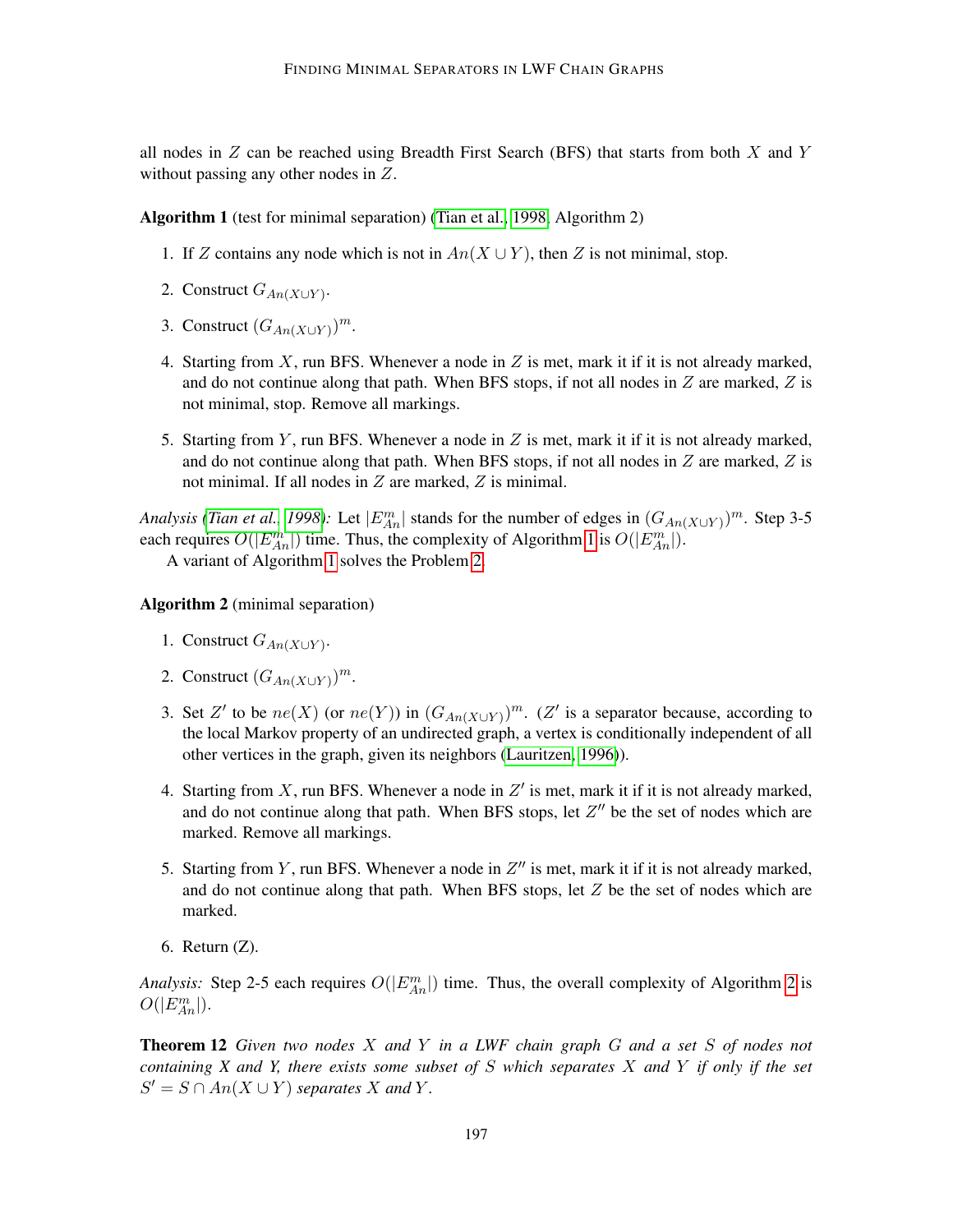all nodes in $Z$ can be reached using Breadth First Search (BFS) that starts from both $X$ and $Y$ without passing any other nodes in $Z$.

**Algorithm 1** (test for minimal separation) (Tian et al., 1998, Algorithm 2)

1. If $Z$ contains any node which is not in $An(X \cup Y)$, then $Z$ is not minimal, stop.
2. Construct $G_{An(X \cup Y)}$.
3. Construct $(G_{An(X \cup Y)})^m$.
4. Starting from $X$, run BFS. Whenever a node in $Z$ is met, mark it if it is not already marked, and do not continue along that path. When BFS stops, if not all nodes in $Z$ are marked, $Z$ is not minimal, stop. Remove all markings.
5. Starting from $Y$, run BFS. Whenever a node in $Z$ is met, mark it if it is not already marked, and do not continue along that path. When BFS stops, if not all nodes in $Z$ are marked, $Z$ is not minimal. If all nodes in $Z$ are marked, $Z$ is minimal.

*Analysis (Tian et al., 1998):* Let $|E^m_{An}|$ stands for the number of edges in $(G_{An(X \cup Y)})^m$. Step 3-5 each requires $O(|E^m_{An}|)$ time. Thus, the complexity of Algorithm 1 is $O(|E^m_{An}|)$.

A variant of Algorithm 1 solves the Problem 2.

**Algorithm 2** (minimal separation)

1. Construct $G_{An(X \cup Y)}$.
2. Construct $(G_{An(X \cup Y)})^m$.
3. Set $Z'$ to be $ne(X)$ (or $ne(Y)$) in $(G_{An(X \cup Y)})^m$. ($Z'$ is a separator because, according to the local Markov property of an undirected graph, a vertex is conditionally independent of all other vertices in the graph, given its neighbors (Lauritzen, 1996)).
4. Starting from $X$, run BFS. Whenever a node in $Z'$ is met, mark it if it is not already marked, and do not continue along that path. When BFS stops, let $Z''$ be the set of nodes which are marked. Remove all markings.
5. Starting from $Y$, run BFS. Whenever a node in $Z''$ is met, mark it if it is not already marked, and do not continue along that path. When BFS stops, let $Z$ be the set of nodes which are marked.
6. Return (Z).

*Analysis:* Step 2-5 each requires $O(|E^m_{An}|)$ time. Thus, the overall complexity of Algorithm 2 is $O(|E^m_{An}|)$.

**Theorem 12** *Given two nodes $X$ and $Y$ in a LWF chain graph $G$ and a set $S$ of nodes not containing $X$ and $Y$, there exists some subset of $S$ which separates $X$ and $Y$ if only if the set $S' = S \cap An(X \cup Y)$ separates $X$ and $Y$.*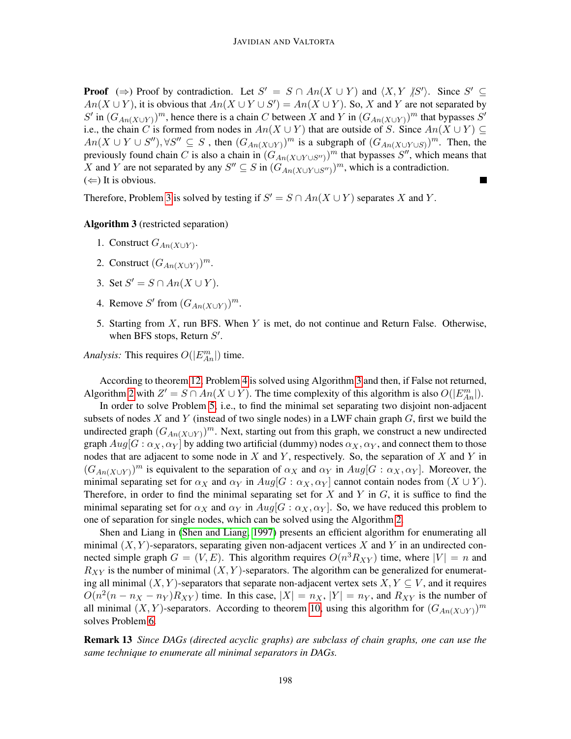**Proof** ($\Rightarrow$) Proof by contradiction. Let $S' = S \cap An(X \cup Y)$ and $\langle X, Y \not\perp S' \rangle$. Since $S' \subseteq An(X \cup Y)$, it is obvious that $An(X \cup Y \cup S') = An(X \cup Y)$. So, $X$ and $Y$ are not separated by $S'$ in $(G_{An(X \cup Y)})^m$, hence there is a chain $C$ between $X$ and $Y$ in $(G_{An(X \cup Y)})^m$ that bypasses $S'$ i.e., the chain $C$ is formed from nodes in $An(X \cup Y)$ that are outside of $S$. Since $An(X \cup Y) \subseteq An(X \cup Y \cup S''), \forall S'' \subseteq S$ , then $(G_{An(X \cup Y)})^m$ is a subgraph of $(G_{An(X \cup Y \cup S)})^m$. Then, the previously found chain $C$ is also a chain in $(G_{An(X \cup Y \cup S'')})^m$ that bypasses $S''$, which means that $X$ and $Y$ are not separated by any $S'' \subseteq S$ in $(G_{An(X \cup Y \cup S'')})^m$, which is a contradiction.
($\Leftarrow$) It is obvious. ■

Therefore, Problem 3 is solved by testing if $S' = S \cap An(X \cup Y)$ separates $X$ and $Y$.

**Algorithm 3** (restricted separation)

1. Construct $G_{An(X \cup Y)}$.
2. Construct $(G_{An(X \cup Y)})^m$.
3. Set $S' = S \cap An(X \cup Y)$.
4. Remove $S'$ from $(G_{An(X \cup Y)})^m$.
5. Starting from $X$, run BFS. When $Y$ is met, do not continue and Return False. Otherwise, when BFS stops, Return $S'$.

*Analysis:* This requires $O(|E^m_{An}|)$ time.

According to theorem 12, Problem 4 is solved using Algorithm 3 and then, if False not returned, Algorithm 2 with $Z' = S \cap An(X \cup Y)$. The time complexity of this algorithm is also $O(|E^m_{An}|)$.

In order to solve Problem 5, i.e., to find the minimal set separating two disjoint non-adjacent subsets of nodes $X$ and $Y$ (instead of two single nodes) in a LWF chain graph $G$, first we build the undirected graph $(G_{An(X \cup Y)})^m$. Next, starting out from this graph, we construct a new undirected graph $Aug[G : \alpha_X, \alpha_Y]$ by adding two artificial (dummy) nodes $\alpha_X, \alpha_Y$, and connect them to those nodes that are adjacent to some node in $X$ and $Y$, respectively. So, the separation of $X$ and $Y$ in $(G_{An(X \cup Y)})^m$ is equivalent to the separation of $\alpha_X$ and $\alpha_Y$ in $Aug[G : \alpha_X, \alpha_Y]$. Moreover, the minimal separating set for $\alpha_X$ and $\alpha_Y$ in $Aug[G : \alpha_X, \alpha_Y]$ cannot contain nodes from $(X \cup Y)$. Therefore, in order to find the minimal separating set for $X$ and $Y$ in $G$, it is suffice to find the minimal separating set for $\alpha_X$ and $\alpha_Y$ in $Aug[G : \alpha_X, \alpha_Y]$. So, we have reduced this problem to one of separation for single nodes, which can be solved using the Algorithm 2.

Shen and Liang in (Shen and Liang, 1997) presents an efficient algorithm for enumerating all minimal $(X, Y)$-separators, separating given non-adjacent vertices $X$ and $Y$ in an undirected connected simple graph $G = (V, E)$. This algorithm requires $O(n^3 R_{XY})$ time, where $|V| = n$ and $R_{XY}$ is the number of minimal $(X, Y)$-separators. The algorithm can be generalized for enumerating all minimal $(X, Y)$-separators that separate non-adjacent vertex sets $X, Y \subseteq V$, and it requires $O(n^2(n - n_X - n_Y)R_{XY})$ time. In this case, $|X| = n_X$, $|Y| = n_Y$, and $R_{XY}$ is the number of all minimal $(X, Y)$-separators. According to theorem 10, using this algorithm for $(G_{An(X \cup Y)})^m$ solves Problem 6.

**Remark 13** *Since DAGs (directed acyclic graphs) are subclass of chain graphs, one can use the same technique to enumerate all minimal separators in DAGs.*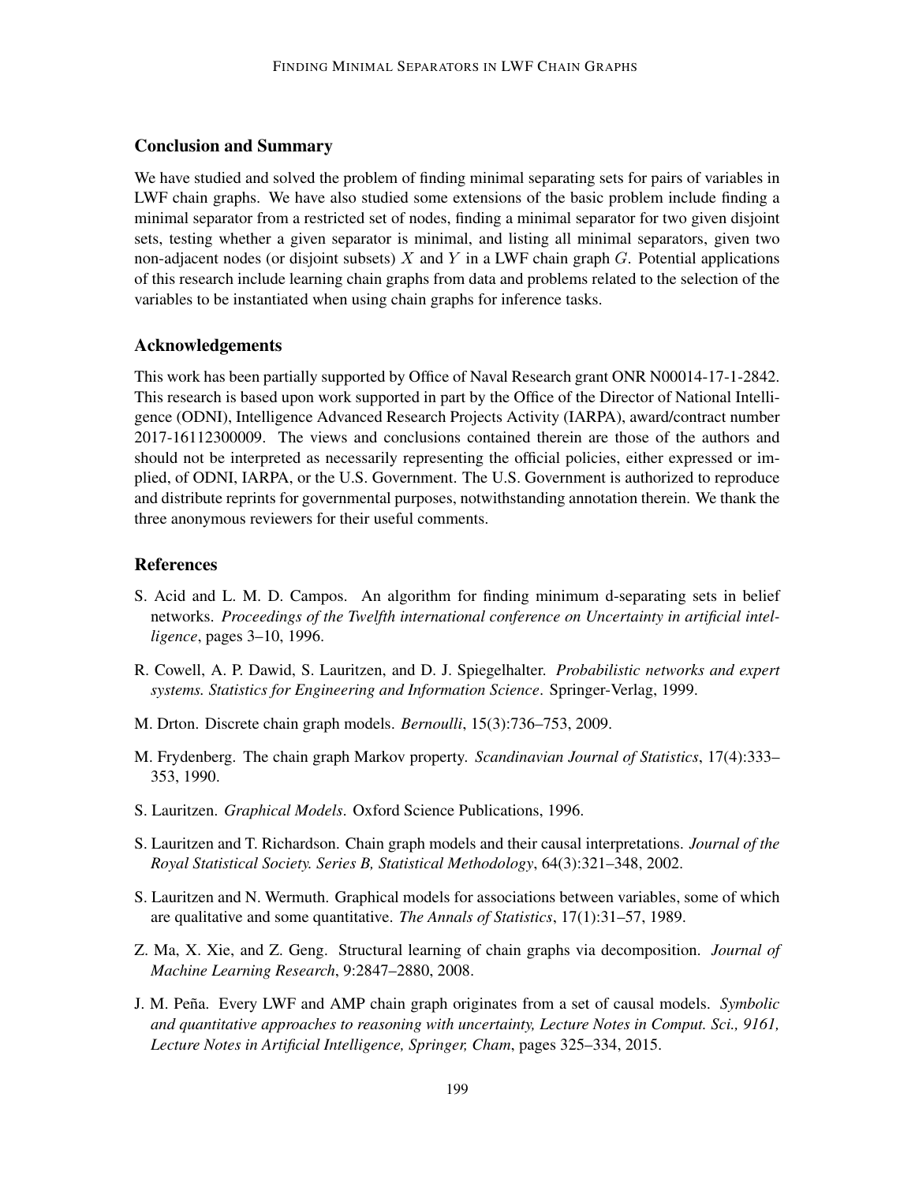## Conclusion and Summary

We have studied and solved the problem of finding minimal separating sets for pairs of variables in LWF chain graphs. We have also studied some extensions of the basic problem include finding a minimal separator from a restricted set of nodes, finding a minimal separator for two given disjoint sets, testing whether a given separator is minimal, and listing all minimal separators, given two non-adjacent nodes (or disjoint subsets) $X$ and $Y$ in a LWF chain graph $G$. Potential applications of this research include learning chain graphs from data and problems related to the selection of the variables to be instantiated when using chain graphs for inference tasks.

## Acknowledgements

This work has been partially supported by Office of Naval Research grant ONR N00014-17-1-2842. This research is based upon work supported in part by the Office of the Director of National Intelligence (ODNI), Intelligence Advanced Research Projects Activity (IARPA), award/contract number 2017-16112300009. The views and conclusions contained therein are those of the authors and should not be interpreted as necessarily representing the official policies, either expressed or implied, of ODNI, IARPA, or the U.S. Government. The U.S. Government is authorized to reproduce and distribute reprints for governmental purposes, notwithstanding annotation therein. We thank the three anonymous reviewers for their useful comments.

## References

S. Acid and L. M. D. Campos. An algorithm for finding minimum d-separating sets in belief networks. *Proceedings of the Twelfth international conference on Uncertainty in artificial intelligence*, pages 3–10, 1996.

R. Cowell, A. P. Dawid, S. Lauritzen, and D. J. Spiegelhalter. *Probabilistic networks and expert systems. Statistics for Engineering and Information Science*. Springer-Verlag, 1999.

M. Drton. Discrete chain graph models. *Bernoulli*, 15(3):736–753, 2009.

M. Frydenberg. The chain graph Markov property. *Scandinavian Journal of Statistics*, 17(4):333–353, 1990.

S. Lauritzen. *Graphical Models*. Oxford Science Publications, 1996.

S. Lauritzen and T. Richardson. Chain graph models and their causal interpretations. *Journal of the Royal Statistical Society. Series B, Statistical Methodology*, 64(3):321–348, 2002.

S. Lauritzen and N. Wermuth. Graphical models for associations between variables, some of which are qualitative and some quantitative. *The Annals of Statistics*, 17(1):31–57, 1989.

Z. Ma, X. Xie, and Z. Geng. Structural learning of chain graphs via decomposition. *Journal of Machine Learning Research*, 9:2847–2880, 2008.

J. M. Peña. Every LWF and AMP chain graph originates from a set of causal models. *Symbolic and quantitative approaches to reasoning with uncertainty, Lecture Notes in Comput. Sci., 9161, Lecture Notes in Artificial Intelligence, Springer, Cham*, pages 325–334, 2015.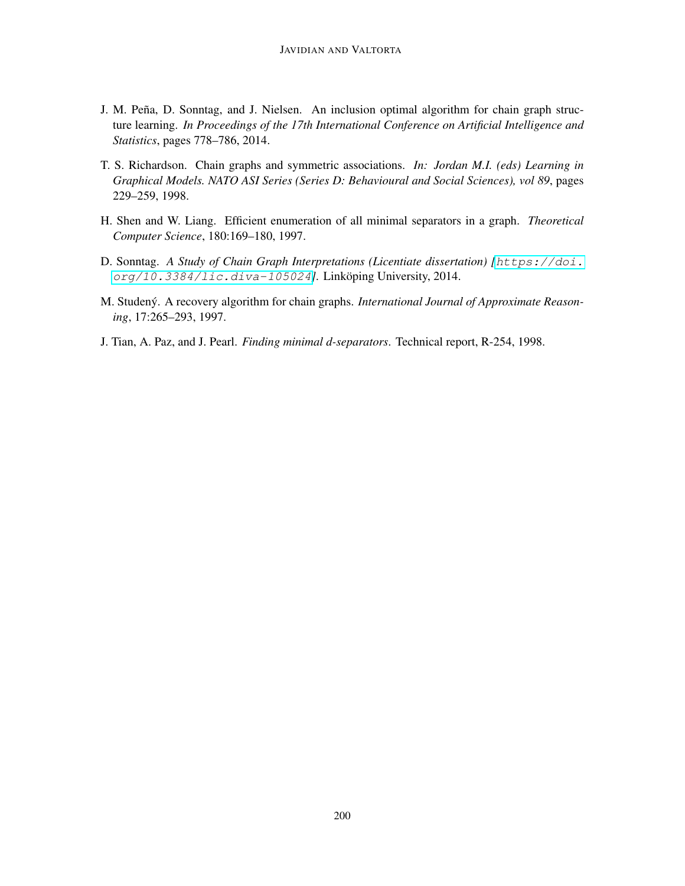J. M. Peña, D. Sonntag, and J. Nielsen. An inclusion optimal algorithm for chain graph structure learning. *In Proceedings of the 17th International Conference on Artificial Intelligence and Statistics*, pages 778–786, 2014.

T. S. Richardson. Chain graphs and symmetric associations. *In: Jordan M.I. (eds) Learning in Graphical Models. NATO ASI Series (Series D: Behavioural and Social Sciences), vol 89*, pages 229–259, 1998.

H. Shen and W. Liang. Efficient enumeration of all minimal separators in a graph. *Theoretical Computer Science*, 180:169–180, 1997.

D. Sonntag. *A Study of Chain Graph Interpretations (Licentiate dissertation) [https://doi.org/10.3384/lic.diva-105024]*. Linköping University, 2014.

M. Studený. A recovery algorithm for chain graphs. *International Journal of Approximate Reasoning*, 17:265–293, 1997.

J. Tian, A. Paz, and J. Pearl. *Finding minimal d-separators*. Technical report, R-254, 1998.